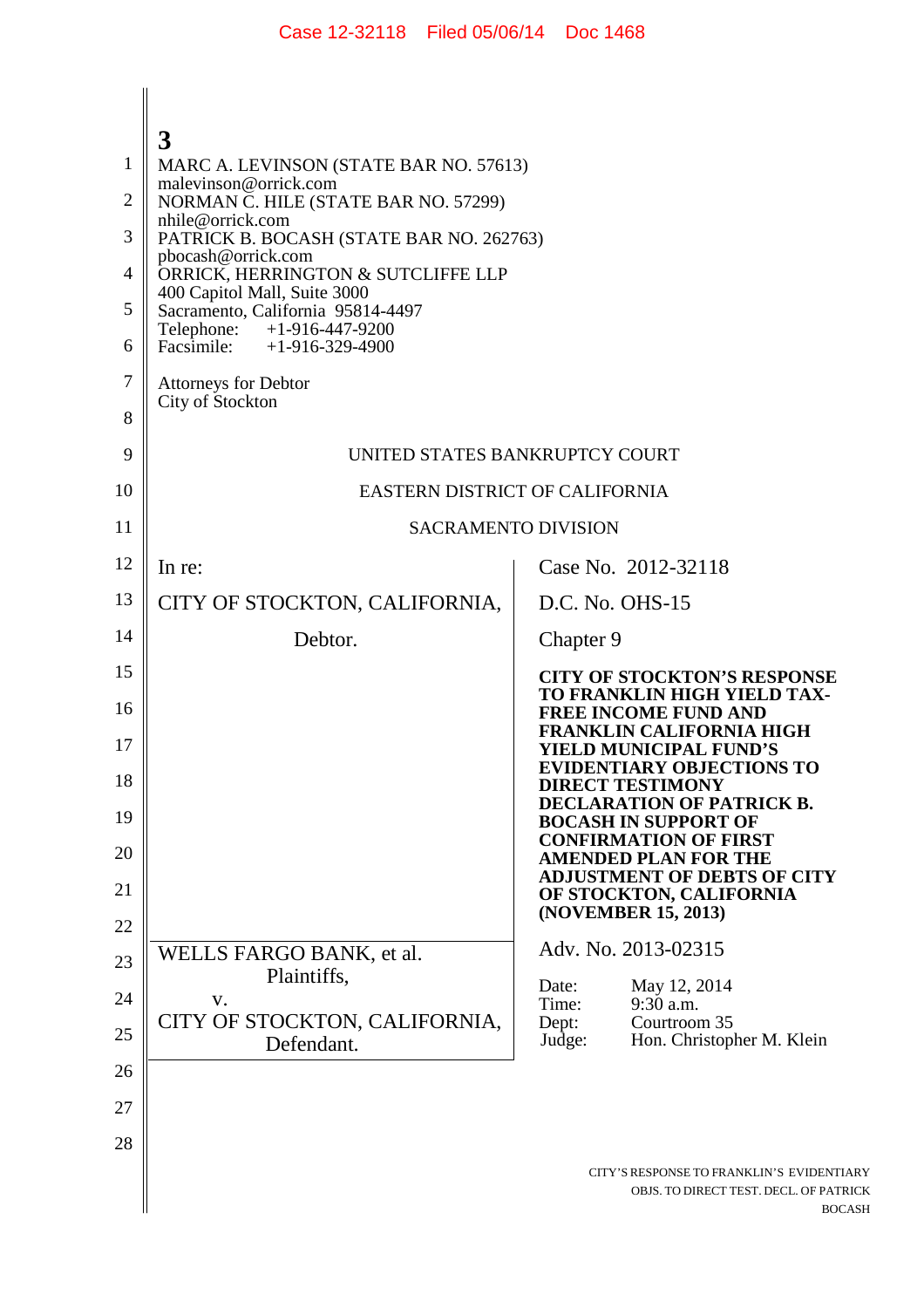3

MARC A. LEVINSON (STATE BAR NO. 57613)
malevinson@orrick.com
NORMAN C. HILE (STATE BAR NO. 57299)
nhile@orrick.com
PATRICK B. BOCASH (STATE BAR NO. 262763)
pbocash@orrick.com
ORRICK, HERRINGTON & SUTCLIFFE LLP
400 Capitol Mall, Suite 3000
Sacramento, California 95814-4497
Telephone: +1-916-447-9200
Facsimile: +1-916-329-4900

Attorneys for Debtor
City of Stockton

UNITED STATES BANKRUPTCY COURT

EASTERN DISTRICT OF CALIFORNIA

SACRAMENTO DIVISION

In re:

CITY OF STOCKTON, CALIFORNIA,

Debtor.

Case No. 2012-32118

D.C. No. OHS-15

Chapter 9

**CITY OF STOCKTON'S RESPONSE TO FRANKLIN HIGH YIELD TAX-FREE INCOME FUND AND FRANKLIN CALIFORNIA HIGH YIELD MUNICIPAL FUND'S EVIDENTIARY OBJECTIONS TO DIRECT TESTIMONY DECLARATION OF PATRICK B. BOCASH IN SUPPORT OF CONFIRMATION OF FIRST AMENDED PLAN FOR THE ADJUSTMENT OF DEBTS OF CITY OF STOCKTON, CALIFORNIA (NOVEMBER 15, 2013)**

WELLS FARGO BANK, et al.
Plaintiffs,
v.
CITY OF STOCKTON, CALIFORNIA,
Defendant.

Adv. No. 2013-02315

Date: May 12, 2014
Time: 9:30 a.m.
Dept: Courtroom 35
Judge: Hon. Christopher M. Klein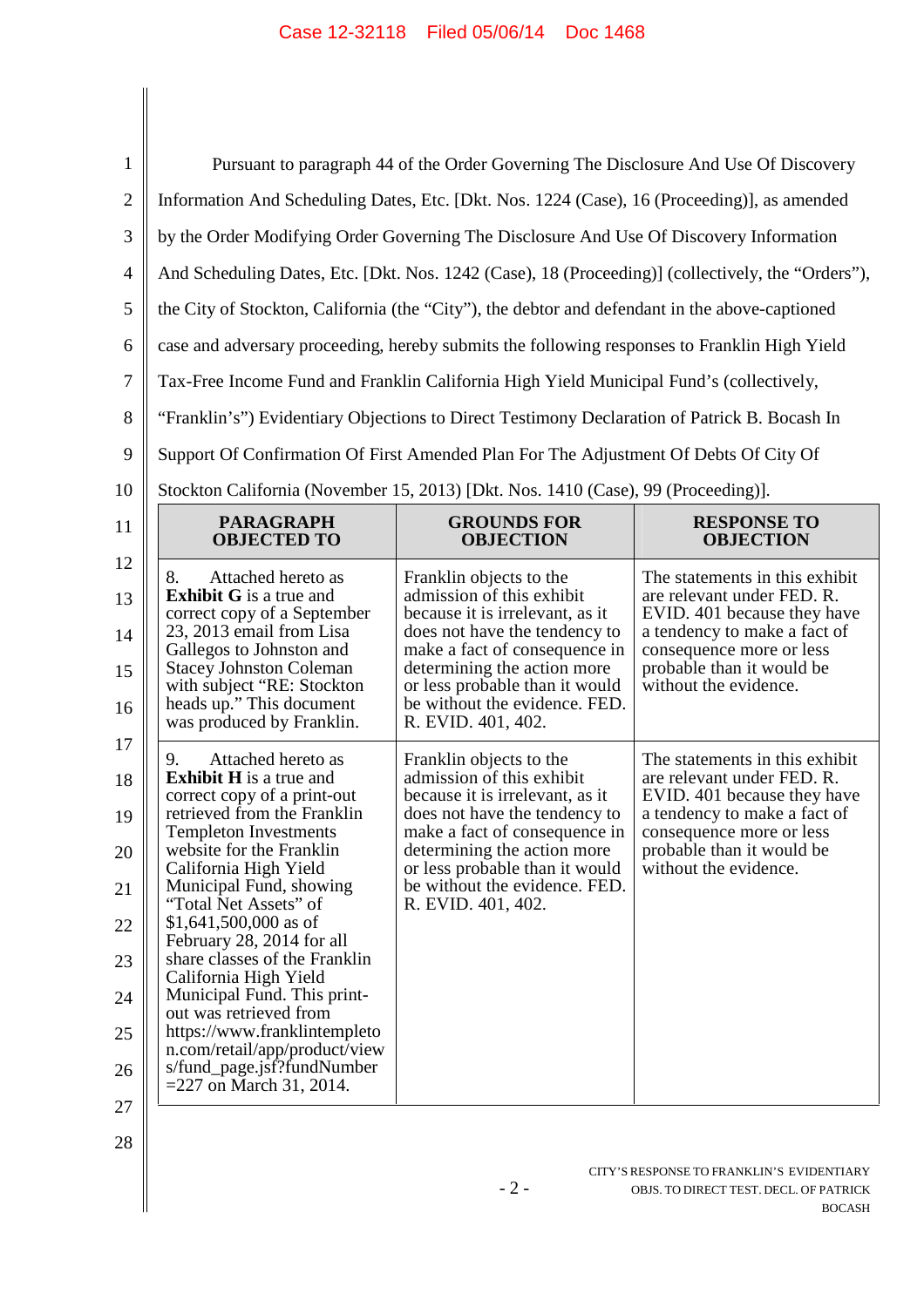Pursuant to paragraph 44 of the Order Governing The Disclosure And Use Of Discovery Information And Scheduling Dates, Etc. [Dkt. Nos. 1224 (Case), 16 (Proceeding)], as amended by the Order Modifying Order Governing The Disclosure And Use Of Discovery Information And Scheduling Dates, Etc. [Dkt. Nos. 1242 (Case), 18 (Proceeding)] (collectively, the "Orders"), the City of Stockton, California (the "City"), the debtor and defendant in the above-captioned case and adversary proceeding, hereby submits the following responses to Franklin High Yield Tax-Free Income Fund and Franklin California High Yield Municipal Fund's (collectively, "Franklin's") Evidentiary Objections to Direct Testimony Declaration of Patrick B. Bocash In Support Of Confirmation Of First Amended Plan For The Adjustment Of Debts Of City Of Stockton California (November 15, 2013) [Dkt. Nos. 1410 (Case), 99 (Proceeding)].

| PARAGRAPH OBJECTED TO | GROUNDS FOR OBJECTION | RESPONSE TO OBJECTION |
|---|---|---|
| 8. Attached hereto as **Exhibit G** is a true and correct copy of a September 23, 2013 email from Lisa Gallegos to Johnston and Stacey Johnston Coleman with subject "RE: Stockton heads up." This document was produced by Franklin. | Franklin objects to the admission of this exhibit because it is irrelevant, as it does not have the tendency to make a fact of consequence in determining the action more or less probable than it would be without the evidence. FED. R. EVID. 401, 402. | The statements in this exhibit are relevant under FED. R. EVID. 401 because they have a tendency to make a fact of consequence more or less probable than it would be without the evidence. |
| 9. Attached hereto as **Exhibit H** is a true and correct copy of a print-out retrieved from the Franklin Templeton Investments website for the Franklin California High Yield Municipal Fund, showing "Total Net Assets" of $1,641,500,000 as of February 28, 2014 for all share classes of the Franklin California High Yield Municipal Fund. This print-out was retrieved from https://www.franklintempleton.com/retail/app/product/views/fund_page.jsf?fundNumber=227 on March 31, 2014. | Franklin objects to the admission of this exhibit because it is irrelevant, as it does not have the tendency to make a fact of consequence in determining the action more or less probable than it would be without the evidence. FED. R. EVID. 401, 402. | The statements in this exhibit are relevant under FED. R. EVID. 401 because they have a tendency to make a fact of consequence more or less probable than it would be without the evidence. |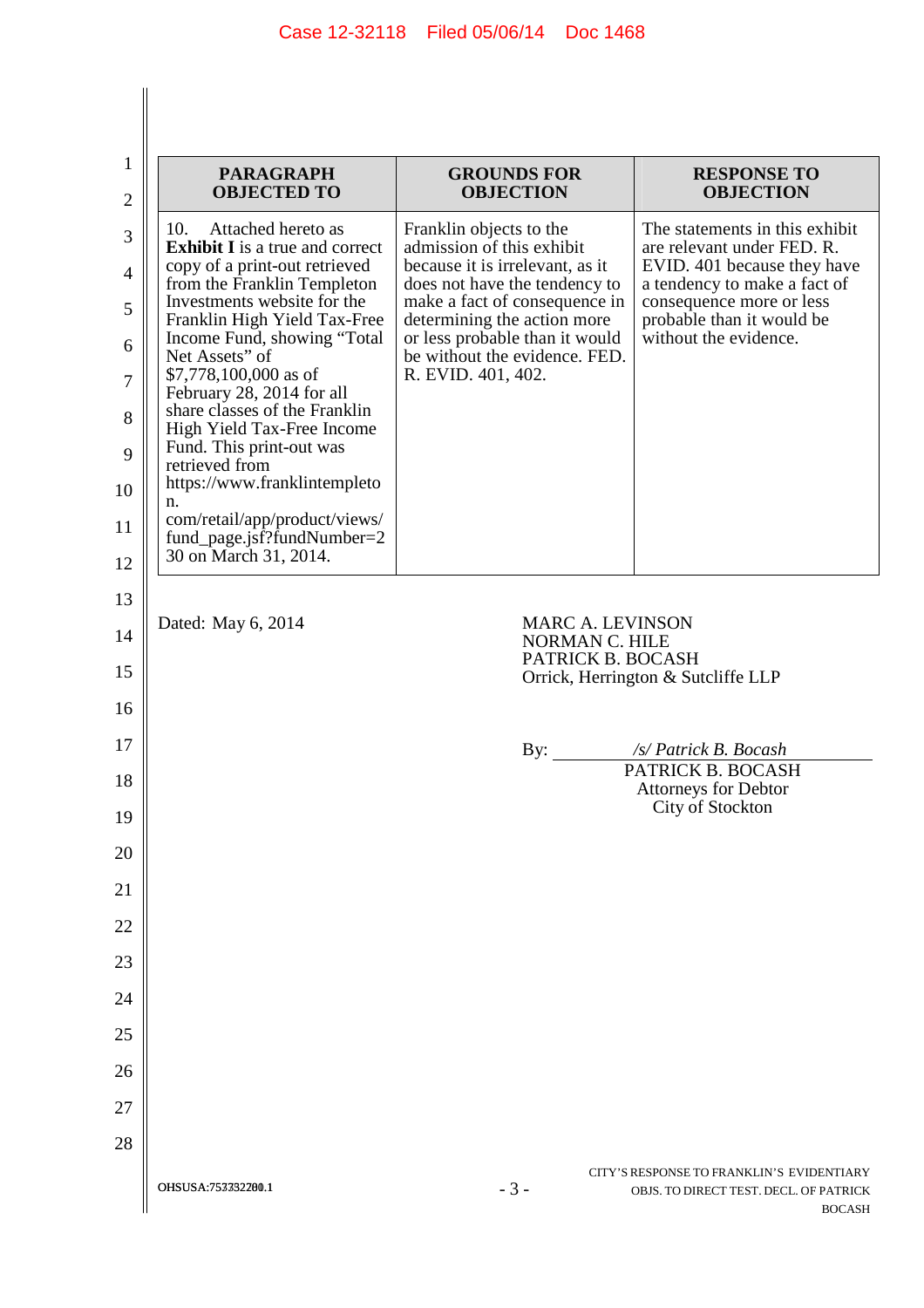| PARAGRAPH OBJECTED TO | GROUNDS FOR OBJECTION | RESPONSE TO OBJECTION |
|---|---|---|
| 10. Attached hereto as **Exhibit I** is a true and correct copy of a print-out retrieved from the Franklin Templeton Investments website for the Franklin High Yield Tax-Free Income Fund, showing "Total Net Assets" of $7,778,100,000 as of February 28, 2014 for all share classes of the Franklin High Yield Tax-Free Income Fund. This print-out was retrieved from https://www.franklintempleton. com/retail/app/product/views/ fund_page.jsf?fundNumber=2 30 on March 31, 2014. | Franklin objects to the admission of this exhibit because it is irrelevant, as it does not have the tendency to make a fact of consequence in determining the action more or less probable than it would be without the evidence. FED. R. EVID. 401, 402. | The statements in this exhibit are relevant under FED. R. EVID. 401 because they have a tendency to make a fact of consequence more or less probable than it would be without the evidence. |

Dated: May 6, 2014

MARC A. LEVINSON
NORMAN C. HILE
PATRICK B. BOCASH
Orrick, Herrington & Sutcliffe LLP

By: */s/ Patrick B. Bocash*
PATRICK B. BOCASH
Attorneys for Debtor
City of Stockton

OHSUSA:753732200.1

CITY'S RESPONSE TO FRANKLIN'S EVIDENTIARY OBJS. TO DIRECT TEST. DECL. OF PATRICK BOCASH